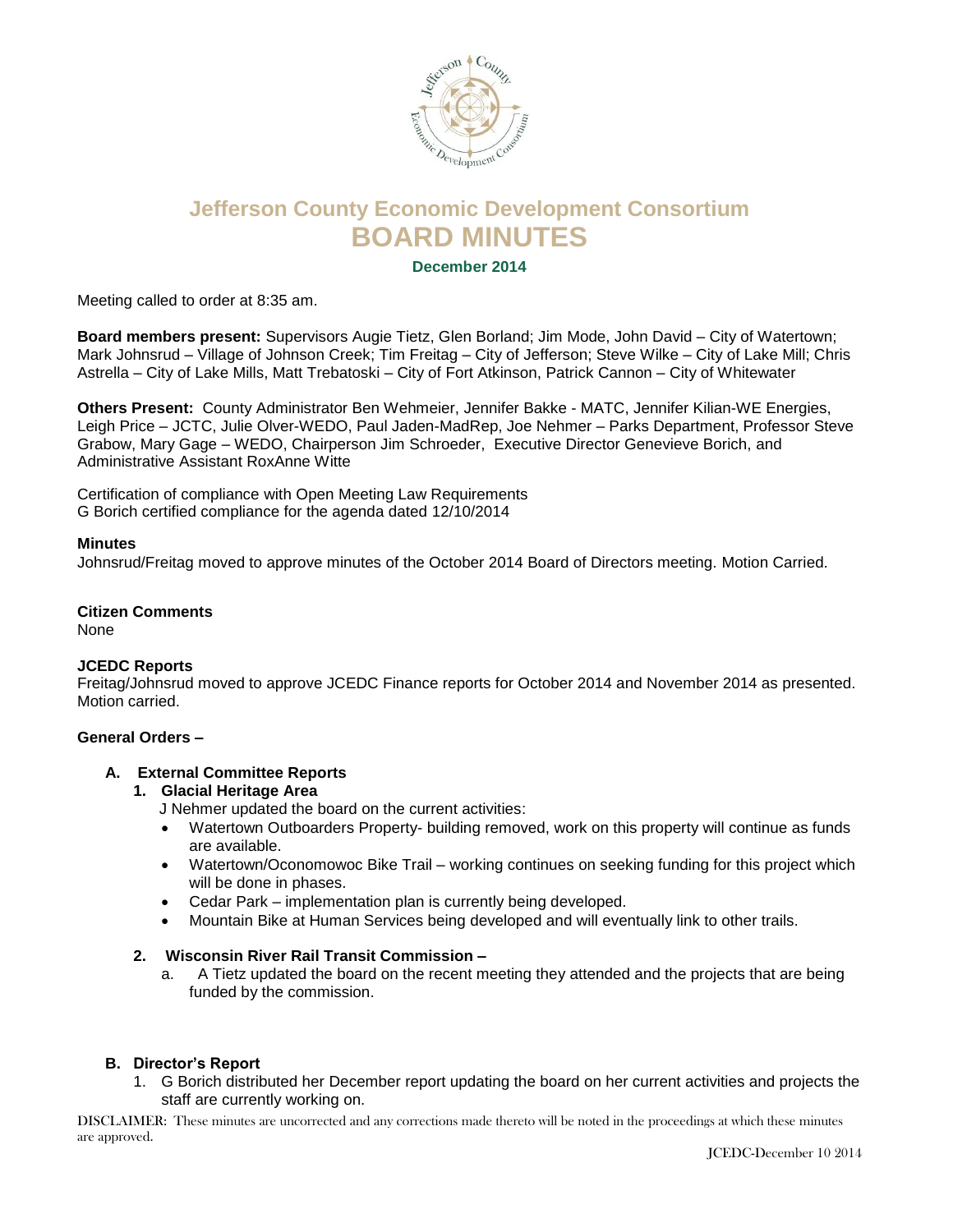# Jefferson County Economic Development Consortium
# BOARD MINUTES

**December 2014**

Meeting called to order at 8:35 am.

**Board members present:** Supervisors Augie Tietz, Glen Borland; Jim Mode, John David – City of Watertown; Mark Johnsrud – Village of Johnson Creek; Tim Freitag – City of Jefferson; Steve Wilke – City of Lake Mill; Chris Astrella – City of Lake Mills, Matt Trebatoski – City of Fort Atkinson, Patrick Cannon – City of Whitewater

**Others Present:** County Administrator Ben Wehmeier, Jennifer Bakke - MATC, Jennifer Kilian-WE Energies, Leigh Price – JCTC, Julie Olver-WEDO, Paul Jaden-MadRep, Joe Nehmer – Parks Department, Professor Steve Grabow, Mary Gage – WEDO, Chairperson Jim Schroeder, Executive Director Genevieve Borich, and Administrative Assistant RoxAnne Witte

Certification of compliance with Open Meeting Law Requirements
G Borich certified compliance for the agenda dated 12/10/2014

**Minutes**
Johnsrud/Freitag moved to approve minutes of the October 2014 Board of Directors meeting. Motion Carried.

**Citizen Comments**
None

**JCEDC Reports**
Freitag/Johnsrud moved to approve JCEDC Finance reports for October 2014 and November 2014 as presented. Motion carried.

**General Orders –**

**A. External Committee Reports**

**1. Glacial Heritage Area**

J Nehmer updated the board on the current activities:

- Watertown Outboarders Property- building removed, work on this property will continue as funds are available.
- Watertown/Oconomowoc Bike Trail – working continues on seeking funding for this project which will be done in phases.
- Cedar Park – implementation plan is currently being developed.
- Mountain Bike at Human Services being developed and will eventually link to other trails.

**2. Wisconsin River Rail Transit Commission –**

a. A Tietz updated the board on the recent meeting they attended and the projects that are being funded by the commission.

**B. Director's Report**

1. G Borich distributed her December report updating the board on her current activities and projects the staff are currently working on.

DISCLAIMER: These minutes are uncorrected and any corrections made thereto will be noted in the proceedings at which these minutes are approved.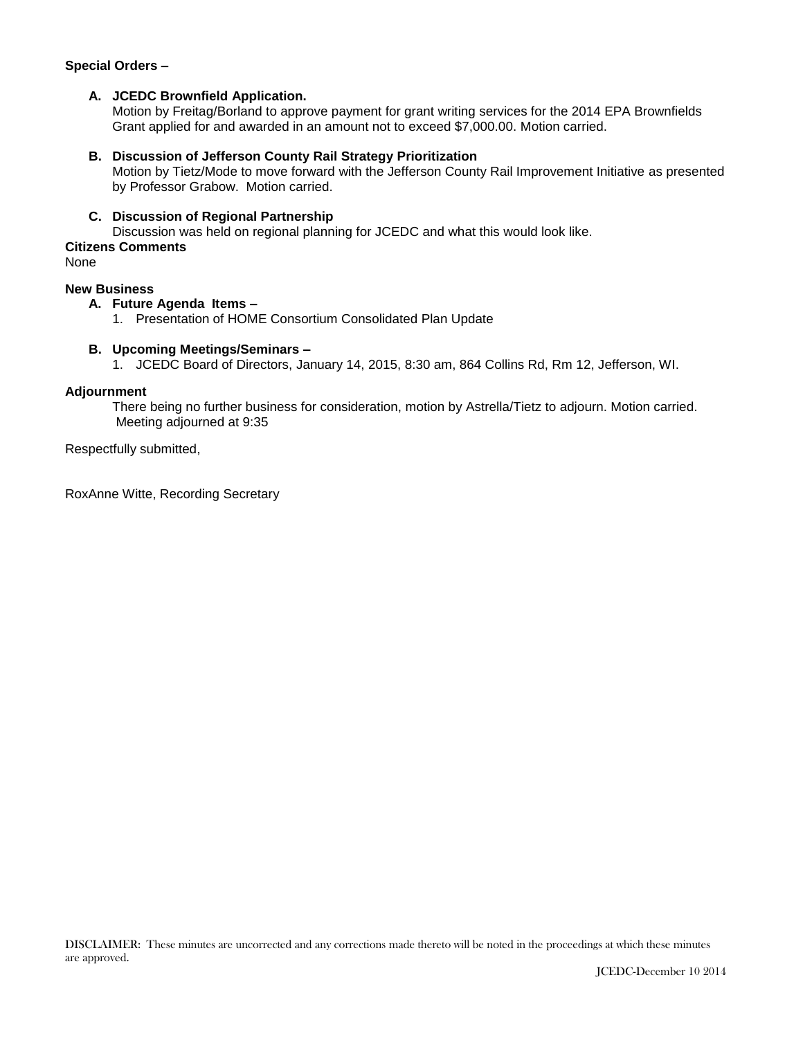**Special Orders –**

**A. JCEDC Brownfield Application.**
Motion by Freitag/Borland to approve payment for grant writing services for the 2014 EPA Brownfields Grant applied for and awarded in an amount not to exceed $7,000.00. Motion carried.

**B. Discussion of Jefferson County Rail Strategy Prioritization**
Motion by Tietz/Mode to move forward with the Jefferson County Rail Improvement Initiative as presented by Professor Grabow. Motion carried.

**C. Discussion of Regional Partnership**
Discussion was held on regional planning for JCEDC and what this would look like.

**Citizens Comments**

None

**New Business**

**A. Future Agenda Items –**
1. Presentation of HOME Consortium Consolidated Plan Update

**B. Upcoming Meetings/Seminars –**
1. JCEDC Board of Directors, January 14, 2015, 8:30 am, 864 Collins Rd, Rm 12, Jefferson, WI.

**Adjournment**

There being no further business for consideration, motion by Astrella/Tietz to adjourn. Motion carried. Meeting adjourned at 9:35

Respectfully submitted,

RoxAnne Witte, Recording Secretary

DISCLAIMER: These minutes are uncorrected and any corrections made thereto will be noted in the proceedings at which these minutes are approved.